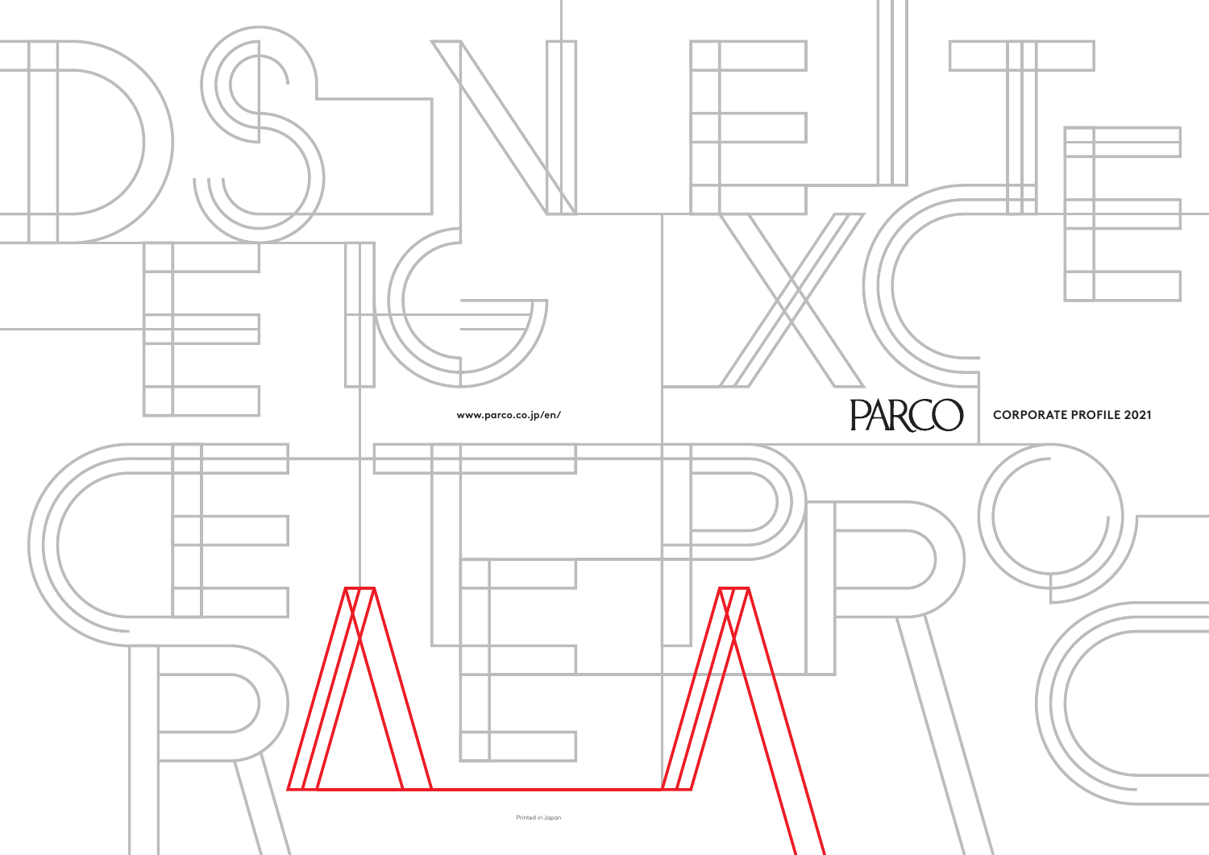PARCO

CORPORATE PROFILE 2021

www.parco.co.jp/en/

Printed in Japan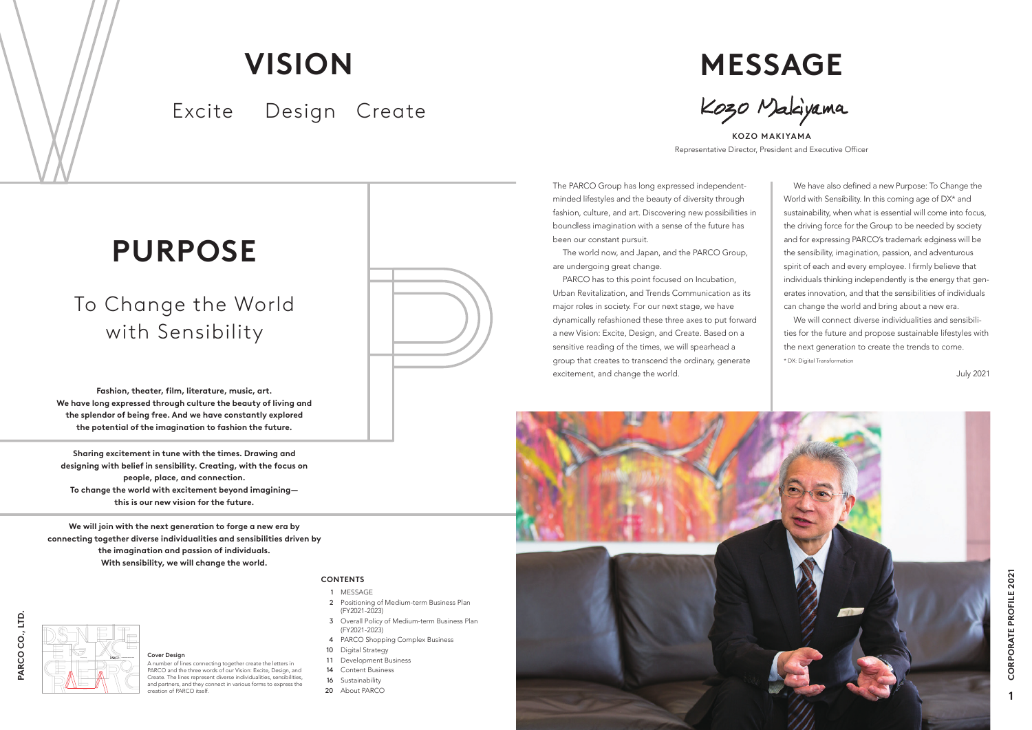# VISION

Excite Design Create

# PURPOSE

## To Change the World with Sensibility

**Fashion, theater, film, literature, music, art.**
**We have long expressed through culture the beauty of living and the splendor of being free. And we have constantly explored the potential of the imagination to fashion the future.**

**Sharing excitement in tune with the times. Drawing and designing with belief in sensibility. Creating, with the focus on people, place, and connection.**
**To change the world with excitement beyond imagining—this is our new vision for the future.**

**We will join with the next generation to forge a new era by connecting together diverse individualities and sensibilities driven by the imagination and passion of individuals.**
**With sensibility, we will change the world.**

**Cover Design**

A number of lines connecting together create the letters in PARCO and the three words of our Vision: Excite, Design, and Create. The lines represent diverse individualities, sensibilities, and partners, and they connect in various forms to express the creation of PARCO itself.

**CONTENTS**

- 1 MESSAGE
- 2 Positioning of Medium-term Business Plan (FY2021-2023)
- 3 Overall Policy of Medium-term Business Plan (FY2021-2023)
- 4 PARCO Shopping Complex Business
- 10 Digital Strategy
- 11 Development Business
- 14 Content Business
- 16 Sustainability
- 20 About PARCO

# MESSAGE

Kozo Makiyama

**KOZO MAKIYAMA**
Representative Director, President and Executive Officer

The PARCO Group has long expressed independent-minded lifestyles and the beauty of diversity through fashion, culture, and art. Discovering new possibilities in boundless imagination with a sense of the future has been our constant pursuit.

The world now, and Japan, and the PARCO Group, are undergoing great change.

PARCO has to this point focused on Incubation, Urban Revitalization, and Trends Communication as its major roles in society. For our next stage, we have dynamically refashioned these three axes to put forward a new Vision: Excite, Design, and Create. Based on a sensitive reading of the times, we will spearhead a group that creates to transcend the ordinary, generate excitement, and change the world.

We have also defined a new Purpose: To Change the World with Sensibility. In this coming age of DX* and sustainability, when what is essential will come into focus, the driving force for the Group to be needed by society and for expressing PARCO's trademark edginess will be the sensibility, imagination, passion, and adventurous spirit of each and every employee. I firmly believe that individuals thinking independently is the energy that generates innovation, and that the sensibilities of individuals can change the world and bring about a new era.

We will connect diverse individualities and sensibilities for the future and propose sustainable lifestyles with the next generation to create the trends to come.

\* DX: Digital Transformation

July 2021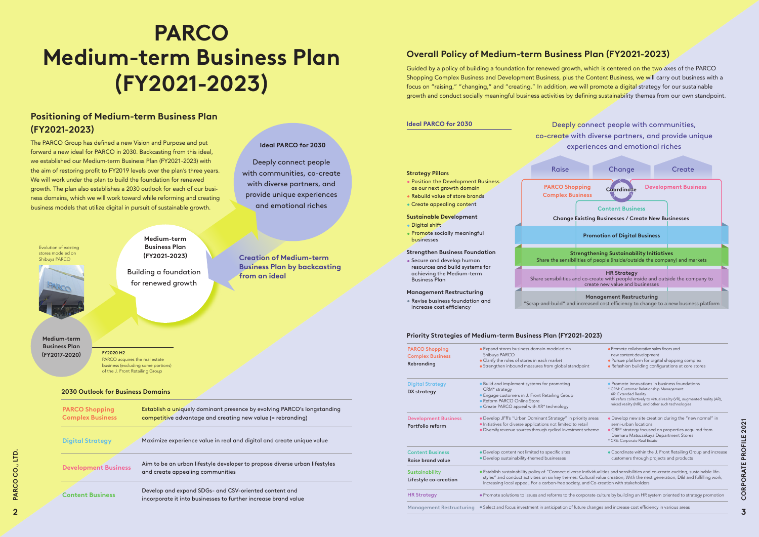# PARCO Medium-term Business Plan (FY2021-2023)

## Positioning of Medium-term Business Plan (FY2021-2023)

The PARCO Group has defined a new Vision and Purpose and put forward a new ideal for PARCO in 2030. Backcasting from this ideal, we established our Medium-term Business Plan (FY2021-2023) with the aim of restoring profit to FY2019 levels over the plan's three years. We will work under the plan to build the foundation for renewed growth. The plan also establishes a 2030 outlook for each of our business domains, which we will work toward while reforming and creating business models that utilize digital in pursuit of sustainable growth.

Ideal PARCO for 2030

Deeply connect people with communities, co-create with diverse partners, and provide unique experiences and emotional riches

Creation of Medium-term Business Plan by backcasting from an ideal

Medium-term Business Plan (FY2021-2023)

Building a foundation for renewed growth

Evolution of existing stores modeled on Shibuya PARCO

Medium-term Business Plan (FY2017-2020)

FY2020 H2
PARCO acquires the real estate business (excluding some portions) of the J. Front Retailing Group

### 2030 Outlook for Business Domains

| | |
|---|---|
| PARCO Shopping Complex Business | Establish a uniquely dominant presence by evolving PARCO's longstanding competitive advantage and creating new value (= rebranding) |
| Digital Strategy | Maximize experience value in real and digital and create unique value |
| Development Business | Aim to be an urban lifestyle developer to propose diverse urban lifestyles and create appealing communities |
| Content Business | Develop and expand SDGs- and CSV-oriented content and incorporate it into businesses to further increase brand value |

## Overall Policy of Medium-term Business Plan (FY2021-2023)

Guided by a policy of building a foundation for renewed growth, which is centered on the two axes of the PARCO Shopping Complex Business and Development Business, plus the Content Business, we will carry out business with a focus on "raising," "changing," and "creating." In addition, we will promote a digital strategy for our sustainable growth and conduct socially meaningful business activities by defining sustainability themes from our own standpoint.

**Ideal PARCO for 2030**

Deeply connect people with communities, co-create with diverse partners, and provide unique experiences and emotional riches

Raise / Change / Create

PARCO Shopping Complex Business — Coordinate — Development Business

Content Business

Change Existing Businesses / Create New Businesses

**Strategy Pillars**
- Position the Development Business as our next growth domain
- Rebuild value of store brands
- Create appealing content

**Sustainable Development**
- Digital shift — Promotion of Digital Business
- Promote socially meaningful businesses — Strengthening Sustainability Initiatives: Share the sensibilities of people (inside/outside the company) and markets

**Strengthen Business Foundation**
- Secure and develop human resources and build systems for achieving the Medium-term Business Plan — HR Strategy: Share sensibilities and co-create with people inside and outside the company to create new value and businesses

**Management Restructuring**
- Revise business foundation and increase cost efficiency — Management Restructuring: "Scrap-and-build" and increased cost efficiency to change to a new business platform

### Priority Strategies of Medium-term Business Plan (FY2021-2023)

| | | |
|---|---|---|
| PARCO Shopping Complex Business<br>**Rebranding** | • Expand stores business domain modeled on Shibuya PARCO<br>• Clarify the roles of stores in each market<br>• Strengthen inbound measures from global standpoint | • Promote collaborative sales floors and new content development<br>• Pursue platform for digital shopping complex<br>• Refashion building configurations at core stores |
| Digital Strategy<br>**DX strategy** | • Build and implement systems for promoting CRM* strategy<br>• Engage customers in J. Front Retailing Group<br>• Reform PARCO Online Store<br>• Create PARCO appeal with XR* technology | • Promote innovations in business foundations<br>* CRM: Customer Relationship Management<br>XR: Extended Reality<br>XR refers collectively to virtual reality (VR), augmented reality (AR), mixed reality (MR), and other such technologies |
| Development Business<br>**Portfolio reform** | • Develop JFR's "Urban Dominant Strategy" in priority areas<br>• Initiatives for diverse applications not limited to retail<br>• Diversify revenue sources through cyclical investment scheme | • Develop new site creation during the "new normal" in semi-urban locations<br>• CRE* strategy focused on properties acquired from Daimaru Matsuzakaya Department Stores<br>* CRE: Corporate Real Estate |
| Content Business<br>**Raise brand value** | • Develop content not limited to specific sites<br>• Develop sustainability-themed businesses | • Coordinate within the J. Front Retailing Group and increase customers through projects and products |
| Sustainability<br>**Lifestyle co-creation** | • Establish sustainability policy of "Connect diverse individualities and sensibilities and co-create exciting, sustainable life-styles" and conduct activities on six key themes: Cultural value creation, With the next generation, D&I and fulfilling work, Increasing local appeal, For a carbon-free society, and Co-creation with stakeholders | |
| HR Strategy | • Promote solutions to issues and reforms to the corporate culture by building an HR system oriented to strategy promotion | |
| Management Restructuring | • Select and focus investment in anticipation of future changes and increase cost efficiency in various areas | |